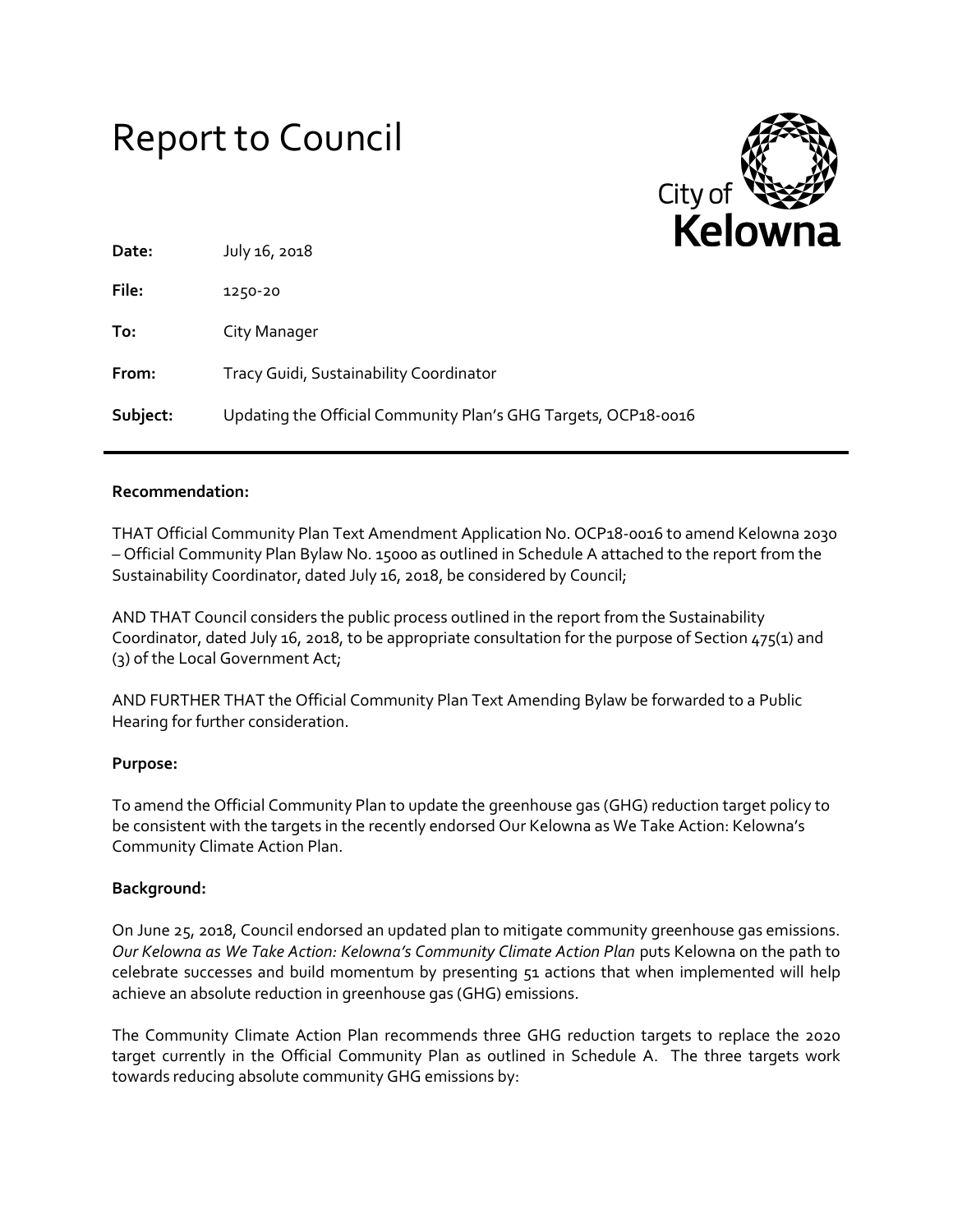# Report to Council

City of Kelowna

| | |
|---|---|
| **Date:** | July 16, 2018 |
| **File:** | 1250-20 |
| **To:** | City Manager |
| **From:** | Tracy Guidi, Sustainability Coordinator |
| **Subject:** | Updating the Official Community Plan's GHG Targets, OCP18-0016 |

**Recommendation:**

THAT Official Community Plan Text Amendment Application No. OCP18-0016 to amend Kelowna 2030 – Official Community Plan Bylaw No. 15000 as outlined in Schedule A attached to the report from the Sustainability Coordinator, dated July 16, 2018, be considered by Council;

AND THAT Council considers the public process outlined in the report from the Sustainability Coordinator, dated July 16, 2018, to be appropriate consultation for the purpose of Section 475(1) and (3) of the Local Government Act;

AND FURTHER THAT the Official Community Plan Text Amending Bylaw be forwarded to a Public Hearing for further consideration.

**Purpose:**

To amend the Official Community Plan to update the greenhouse gas (GHG) reduction target policy to be consistent with the targets in the recently endorsed Our Kelowna as We Take Action: Kelowna's Community Climate Action Plan.

**Background:**

On June 25, 2018, Council endorsed an updated plan to mitigate community greenhouse gas emissions. *Our Kelowna as We Take Action: Kelowna's Community Climate Action Plan* puts Kelowna on the path to celebrate successes and build momentum by presenting 51 actions that when implemented will help achieve an absolute reduction in greenhouse gas (GHG) emissions.

The Community Climate Action Plan recommends three GHG reduction targets to replace the 2020 target currently in the Official Community Plan as outlined in Schedule A. The three targets work towards reducing absolute community GHG emissions by: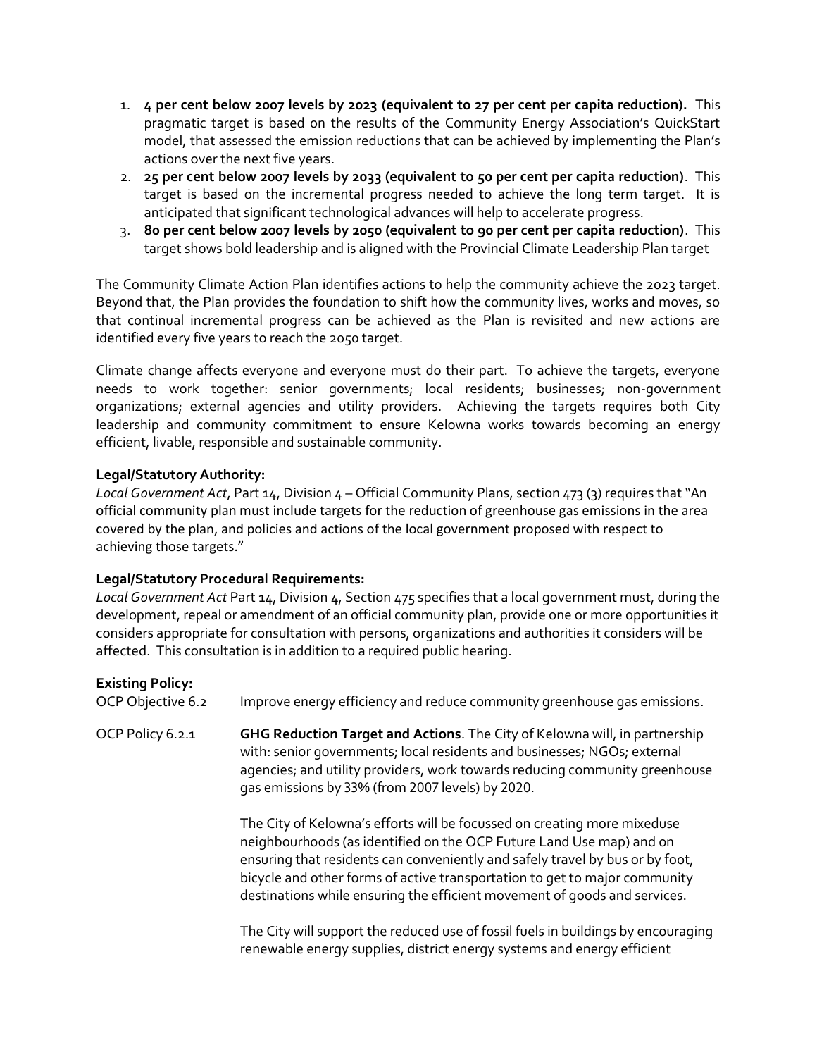1. **4 per cent below 2007 levels by 2023 (equivalent to 27 per cent per capita reduction).** This pragmatic target is based on the results of the Community Energy Association's QuickStart model, that assessed the emission reductions that can be achieved by implementing the Plan's actions over the next five years.
2. **25 per cent below 2007 levels by 2033 (equivalent to 50 per cent per capita reduction)**. This target is based on the incremental progress needed to achieve the long term target. It is anticipated that significant technological advances will help to accelerate progress.
3. **80 per cent below 2007 levels by 2050 (equivalent to 90 per cent per capita reduction)**. This target shows bold leadership and is aligned with the Provincial Climate Leadership Plan target

The Community Climate Action Plan identifies actions to help the community achieve the 2023 target. Beyond that, the Plan provides the foundation to shift how the community lives, works and moves, so that continual incremental progress can be achieved as the Plan is revisited and new actions are identified every five years to reach the 2050 target.

Climate change affects everyone and everyone must do their part. To achieve the targets, everyone needs to work together: senior governments; local residents; businesses; non-government organizations; external agencies and utility providers. Achieving the targets requires both City leadership and community commitment to ensure Kelowna works towards becoming an energy efficient, livable, responsible and sustainable community.

**Legal/Statutory Authority:**

*Local Government Act*, Part 14, Division 4 – Official Community Plans, section 473 (3) requires that "An official community plan must include targets for the reduction of greenhouse gas emissions in the area covered by the plan, and policies and actions of the local government proposed with respect to achieving those targets."

**Legal/Statutory Procedural Requirements:**

*Local Government Act* Part 14, Division 4, Section 475 specifies that a local government must, during the development, repeal or amendment of an official community plan, provide one or more opportunities it considers appropriate for consultation with persons, organizations and authorities it considers will be affected. This consultation is in addition to a required public hearing.

**Existing Policy:**

OCP Objective 6.2 Improve energy efficiency and reduce community greenhouse gas emissions.

OCP Policy 6.2.1 **GHG Reduction Target and Actions**. The City of Kelowna will, in partnership with: senior governments; local residents and businesses; NGOs; external agencies; and utility providers, work towards reducing community greenhouse gas emissions by 33% (from 2007 levels) by 2020.

The City of Kelowna's efforts will be focussed on creating more mixeduse neighbourhoods (as identified on the OCP Future Land Use map) and on ensuring that residents can conveniently and safely travel by bus or by foot, bicycle and other forms of active transportation to get to major community destinations while ensuring the efficient movement of goods and services.

The City will support the reduced use of fossil fuels in buildings by encouraging renewable energy supplies, district energy systems and energy efficient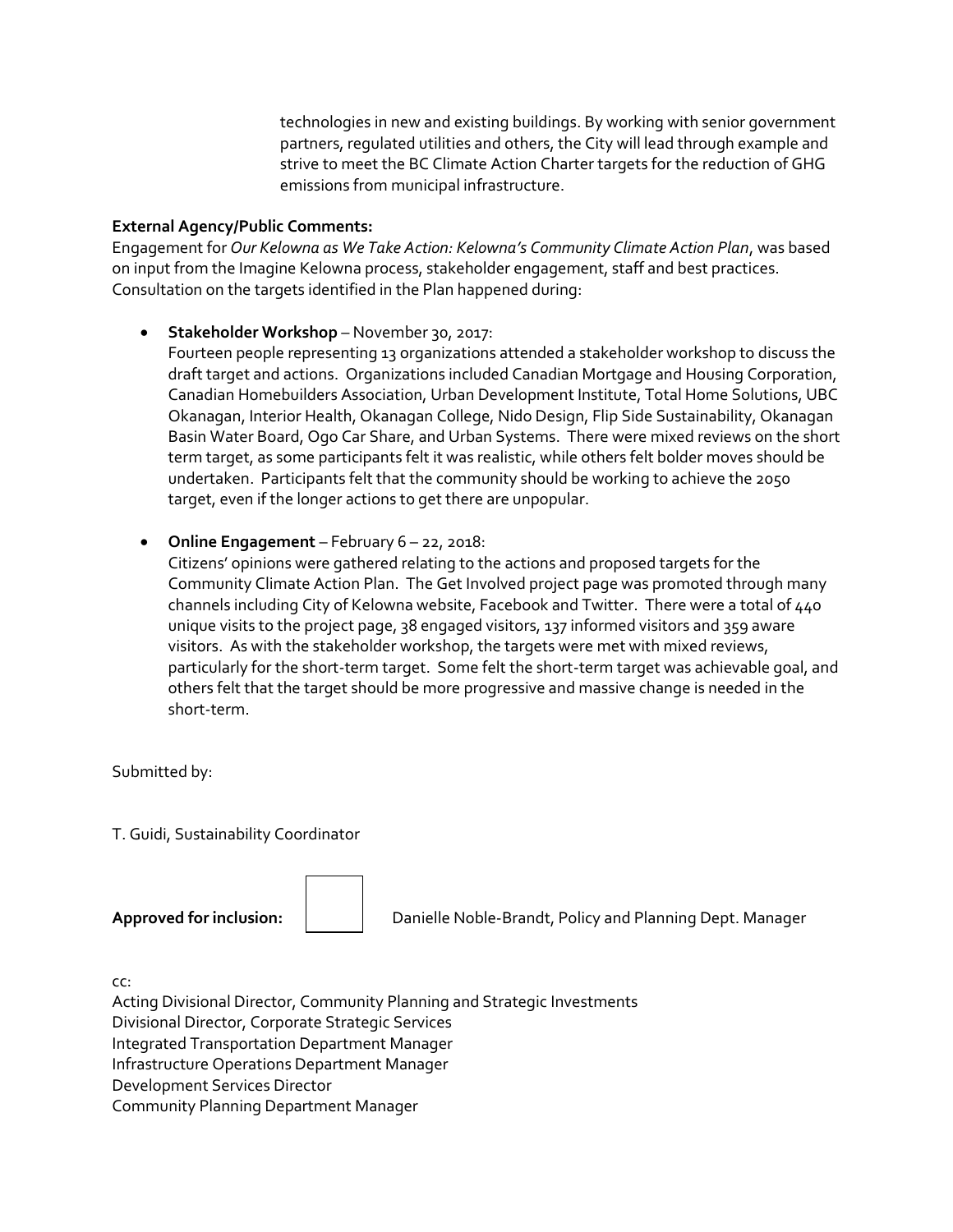technologies in new and existing buildings. By working with senior government partners, regulated utilities and others, the City will lead through example and strive to meet the BC Climate Action Charter targets for the reduction of GHG emissions from municipal infrastructure.

**External Agency/Public Comments:**

Engagement for *Our Kelowna as We Take Action: Kelowna's Community Climate Action Plan*, was based on input from the Imagine Kelowna process, stakeholder engagement, staff and best practices. Consultation on the targets identified in the Plan happened during:

- **Stakeholder Workshop** – November 30, 2017:
  Fourteen people representing 13 organizations attended a stakeholder workshop to discuss the draft target and actions. Organizations included Canadian Mortgage and Housing Corporation, Canadian Homebuilders Association, Urban Development Institute, Total Home Solutions, UBC Okanagan, Interior Health, Okanagan College, Nido Design, Flip Side Sustainability, Okanagan Basin Water Board, Ogo Car Share, and Urban Systems. There were mixed reviews on the short term target, as some participants felt it was realistic, while others felt bolder moves should be undertaken. Participants felt that the community should be working to achieve the 2050 target, even if the longer actions to get there are unpopular.

- **Online Engagement** – February 6 – 22, 2018:
  Citizens' opinions were gathered relating to the actions and proposed targets for the Community Climate Action Plan. The Get Involved project page was promoted through many channels including City of Kelowna website, Facebook and Twitter. There were a total of 440 unique visits to the project page, 38 engaged visitors, 137 informed visitors and 359 aware visitors. As with the stakeholder workshop, the targets were met with mixed reviews, particularly for the short-term target. Some felt the short-term target was achievable goal, and others felt that the target should be more progressive and massive change is needed in the short-term.

Submitted by:

T. Guidi, Sustainability Coordinator

**Approved for inclusion:** Danielle Noble-Brandt, Policy and Planning Dept. Manager

cc:
Acting Divisional Director, Community Planning and Strategic Investments
Divisional Director, Corporate Strategic Services
Integrated Transportation Department Manager
Infrastructure Operations Department Manager
Development Services Director
Community Planning Department Manager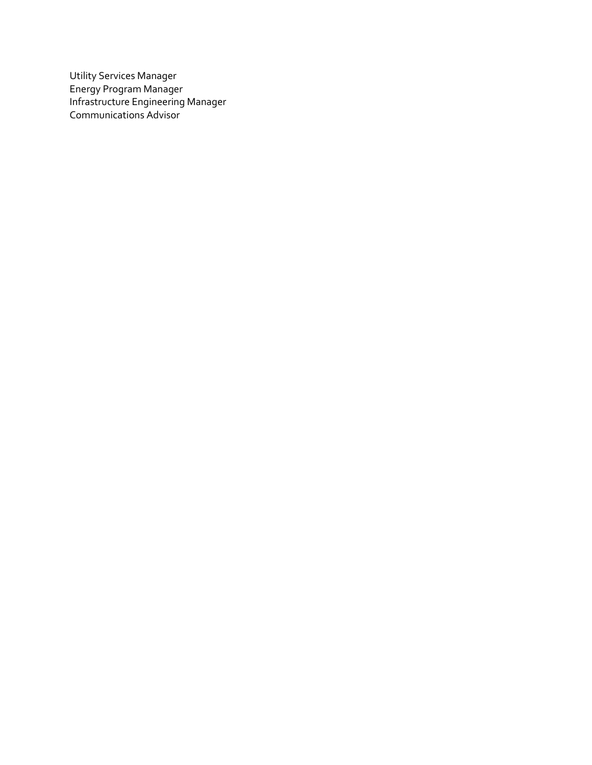Utility Services Manager
Energy Program Manager
Infrastructure Engineering Manager
Communications Advisor